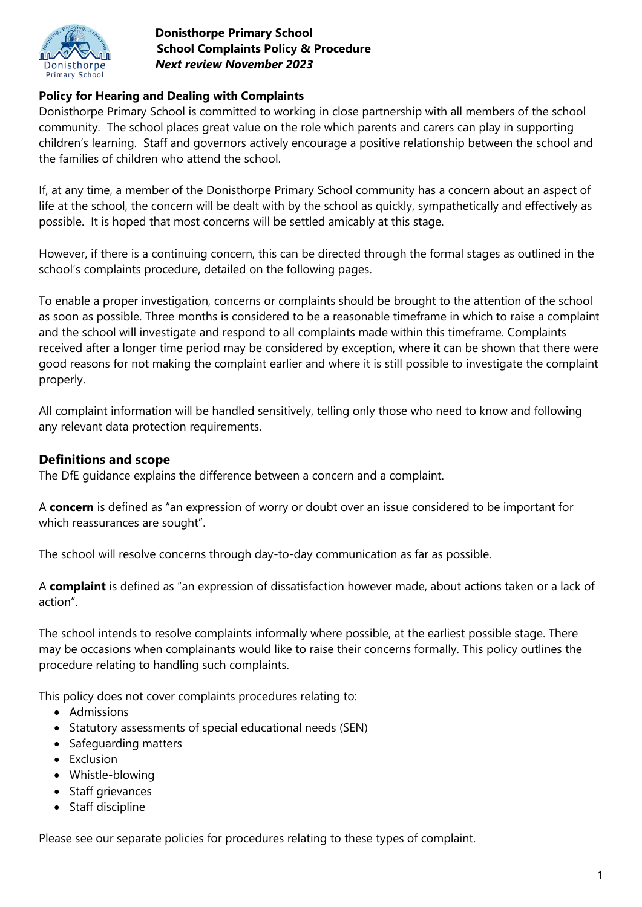# Donisthorpe Primary School

## School Complaints Policy & Procedure

***Next review November 2023***

**Policy for Hearing and Dealing with Complaints**

Donisthorpe Primary School is committed to working in close partnership with all members of the school community. The school places great value on the role which parents and carers can play in supporting children's learning. Staff and governors actively encourage a positive relationship between the school and the families of children who attend the school.

If, at any time, a member of the Donisthorpe Primary School community has a concern about an aspect of life at the school, the concern will be dealt with by the school as quickly, sympathetically and effectively as possible. It is hoped that most concerns will be settled amicably at this stage.

However, if there is a continuing concern, this can be directed through the formal stages as outlined in the school's complaints procedure, detailed on the following pages.

To enable a proper investigation, concerns or complaints should be brought to the attention of the school as soon as possible. Three months is considered to be a reasonable timeframe in which to raise a complaint and the school will investigate and respond to all complaints made within this timeframe. Complaints received after a longer time period may be considered by exception, where it can be shown that there were good reasons for not making the complaint earlier and where it is still possible to investigate the complaint properly.

All complaint information will be handled sensitively, telling only those who need to know and following any relevant data protection requirements.

## Definitions and scope

The DfE guidance explains the difference between a concern and a complaint.

A **concern** is defined as "an expression of worry or doubt over an issue considered to be important for which reassurances are sought".

The school will resolve concerns through day-to-day communication as far as possible.

A **complaint** is defined as "an expression of dissatisfaction however made, about actions taken or a lack of action".

The school intends to resolve complaints informally where possible, at the earliest possible stage. There may be occasions when complainants would like to raise their concerns formally. This policy outlines the procedure relating to handling such complaints.

This policy does not cover complaints procedures relating to:

- Admissions
- Statutory assessments of special educational needs (SEN)
- Safeguarding matters
- Exclusion
- Whistle-blowing
- Staff grievances
- Staff discipline

Please see our separate policies for procedures relating to these types of complaint.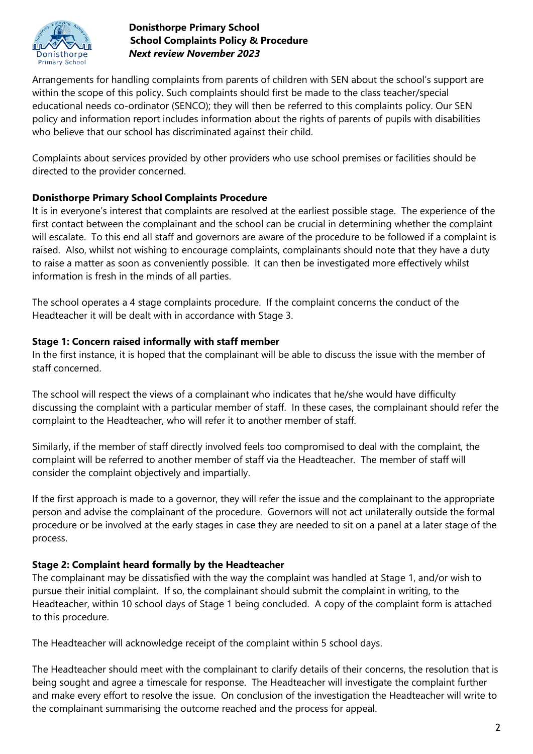Arrangements for handling complaints from parents of children with SEN about the school's support are within the scope of this policy. Such complaints should first be made to the class teacher/special educational needs co-ordinator (SENCO); they will then be referred to this complaints policy. Our SEN policy and information report includes information about the rights of parents of pupils with disabilities who believe that our school has discriminated against their child.

Complaints about services provided by other providers who use school premises or facilities should be directed to the provider concerned.

## Donisthorpe Primary School Complaints Procedure

It is in everyone's interest that complaints are resolved at the earliest possible stage. The experience of the first contact between the complainant and the school can be crucial in determining whether the complaint will escalate. To this end all staff and governors are aware of the procedure to be followed if a complaint is raised. Also, whilst not wishing to encourage complaints, complainants should note that they have a duty to raise a matter as soon as conveniently possible. It can then be investigated more effectively whilst information is fresh in the minds of all parties.

The school operates a 4 stage complaints procedure. If the complaint concerns the conduct of the Headteacher it will be dealt with in accordance with Stage 3.

### Stage 1: Concern raised informally with staff member

In the first instance, it is hoped that the complainant will be able to discuss the issue with the member of staff concerned.

The school will respect the views of a complainant who indicates that he/she would have difficulty discussing the complaint with a particular member of staff. In these cases, the complainant should refer the complaint to the Headteacher, who will refer it to another member of staff.

Similarly, if the member of staff directly involved feels too compromised to deal with the complaint, the complaint will be referred to another member of staff via the Headteacher. The member of staff will consider the complaint objectively and impartially.

If the first approach is made to a governor, they will refer the issue and the complainant to the appropriate person and advise the complainant of the procedure. Governors will not act unilaterally outside the formal procedure or be involved at the early stages in case they are needed to sit on a panel at a later stage of the process.

### Stage 2: Complaint heard formally by the Headteacher

The complainant may be dissatisfied with the way the complaint was handled at Stage 1, and/or wish to pursue their initial complaint. If so, the complainant should submit the complaint in writing, to the Headteacher, within 10 school days of Stage 1 being concluded. A copy of the complaint form is attached to this procedure.

The Headteacher will acknowledge receipt of the complaint within 5 school days.

The Headteacher should meet with the complainant to clarify details of their concerns, the resolution that is being sought and agree a timescale for response. The Headteacher will investigate the complaint further and make every effort to resolve the issue. On conclusion of the investigation the Headteacher will write to the complainant summarising the outcome reached and the process for appeal.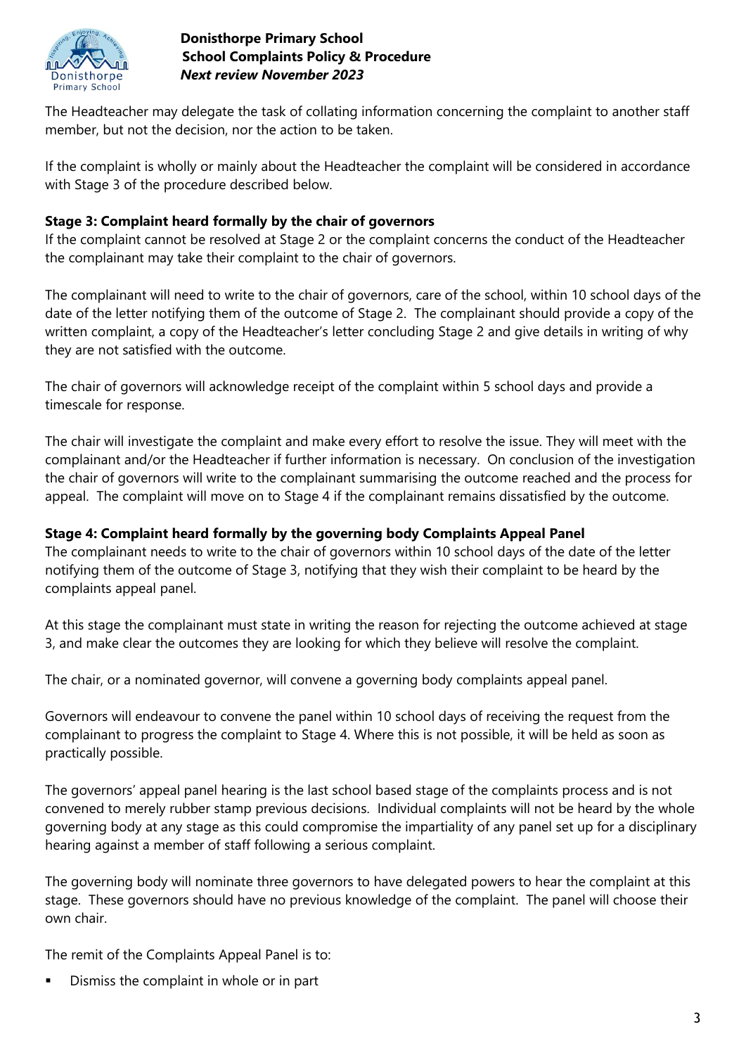The Headteacher may delegate the task of collating information concerning the complaint to another staff member, but not the decision, nor the action to be taken.

If the complaint is wholly or mainly about the Headteacher the complaint will be considered in accordance with Stage 3 of the procedure described below.

**Stage 3: Complaint heard formally by the chair of governors**

If the complaint cannot be resolved at Stage 2 or the complaint concerns the conduct of the Headteacher the complainant may take their complaint to the chair of governors.

The complainant will need to write to the chair of governors, care of the school, within 10 school days of the date of the letter notifying them of the outcome of Stage 2. The complainant should provide a copy of the written complaint, a copy of the Headteacher's letter concluding Stage 2 and give details in writing of why they are not satisfied with the outcome.

The chair of governors will acknowledge receipt of the complaint within 5 school days and provide a timescale for response.

The chair will investigate the complaint and make every effort to resolve the issue. They will meet with the complainant and/or the Headteacher if further information is necessary. On conclusion of the investigation the chair of governors will write to the complainant summarising the outcome reached and the process for appeal. The complaint will move on to Stage 4 if the complainant remains dissatisfied by the outcome.

**Stage 4: Complaint heard formally by the governing body Complaints Appeal Panel**

The complainant needs to write to the chair of governors within 10 school days of the date of the letter notifying them of the outcome of Stage 3, notifying that they wish their complaint to be heard by the complaints appeal panel.

At this stage the complainant must state in writing the reason for rejecting the outcome achieved at stage 3, and make clear the outcomes they are looking for which they believe will resolve the complaint.

The chair, or a nominated governor, will convene a governing body complaints appeal panel.

Governors will endeavour to convene the panel within 10 school days of receiving the request from the complainant to progress the complaint to Stage 4. Where this is not possible, it will be held as soon as practically possible.

The governors' appeal panel hearing is the last school based stage of the complaints process and is not convened to merely rubber stamp previous decisions. Individual complaints will not be heard by the whole governing body at any stage as this could compromise the impartiality of any panel set up for a disciplinary hearing against a member of staff following a serious complaint.

The governing body will nominate three governors to have delegated powers to hear the complaint at this stage. These governors should have no previous knowledge of the complaint. The panel will choose their own chair.

The remit of the Complaints Appeal Panel is to:

- Dismiss the complaint in whole or in part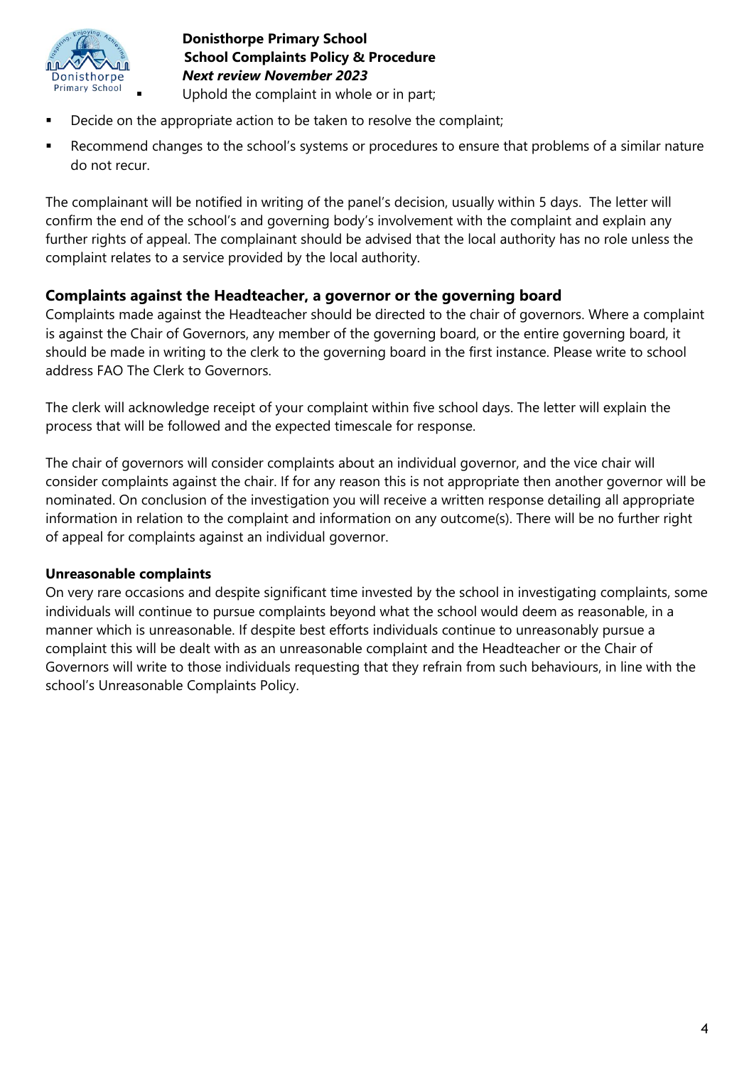- Uphold the complaint in whole or in part;
- Decide on the appropriate action to be taken to resolve the complaint;
- Recommend changes to the school's systems or procedures to ensure that problems of a similar nature do not recur.

The complainant will be notified in writing of the panel's decision, usually within 5 days. The letter will confirm the end of the school's and governing body's involvement with the complaint and explain any further rights of appeal. The complainant should be advised that the local authority has no role unless the complaint relates to a service provided by the local authority.

## Complaints against the Headteacher, a governor or the governing board

Complaints made against the Headteacher should be directed to the chair of governors. Where a complaint is against the Chair of Governors, any member of the governing board, or the entire governing board, it should be made in writing to the clerk to the governing board in the first instance. Please write to school address FAO The Clerk to Governors.

The clerk will acknowledge receipt of your complaint within five school days. The letter will explain the process that will be followed and the expected timescale for response.

The chair of governors will consider complaints about an individual governor, and the vice chair will consider complaints against the chair. If for any reason this is not appropriate then another governor will be nominated. On conclusion of the investigation you will receive a written response detailing all appropriate information in relation to the complaint and information on any outcome(s). There will be no further right of appeal for complaints against an individual governor.

### Unreasonable complaints

On very rare occasions and despite significant time invested by the school in investigating complaints, some individuals will continue to pursue complaints beyond what the school would deem as reasonable, in a manner which is unreasonable. If despite best efforts individuals continue to unreasonably pursue a complaint this will be dealt with as an unreasonable complaint and the Headteacher or the Chair of Governors will write to those individuals requesting that they refrain from such behaviours, in line with the school's Unreasonable Complaints Policy.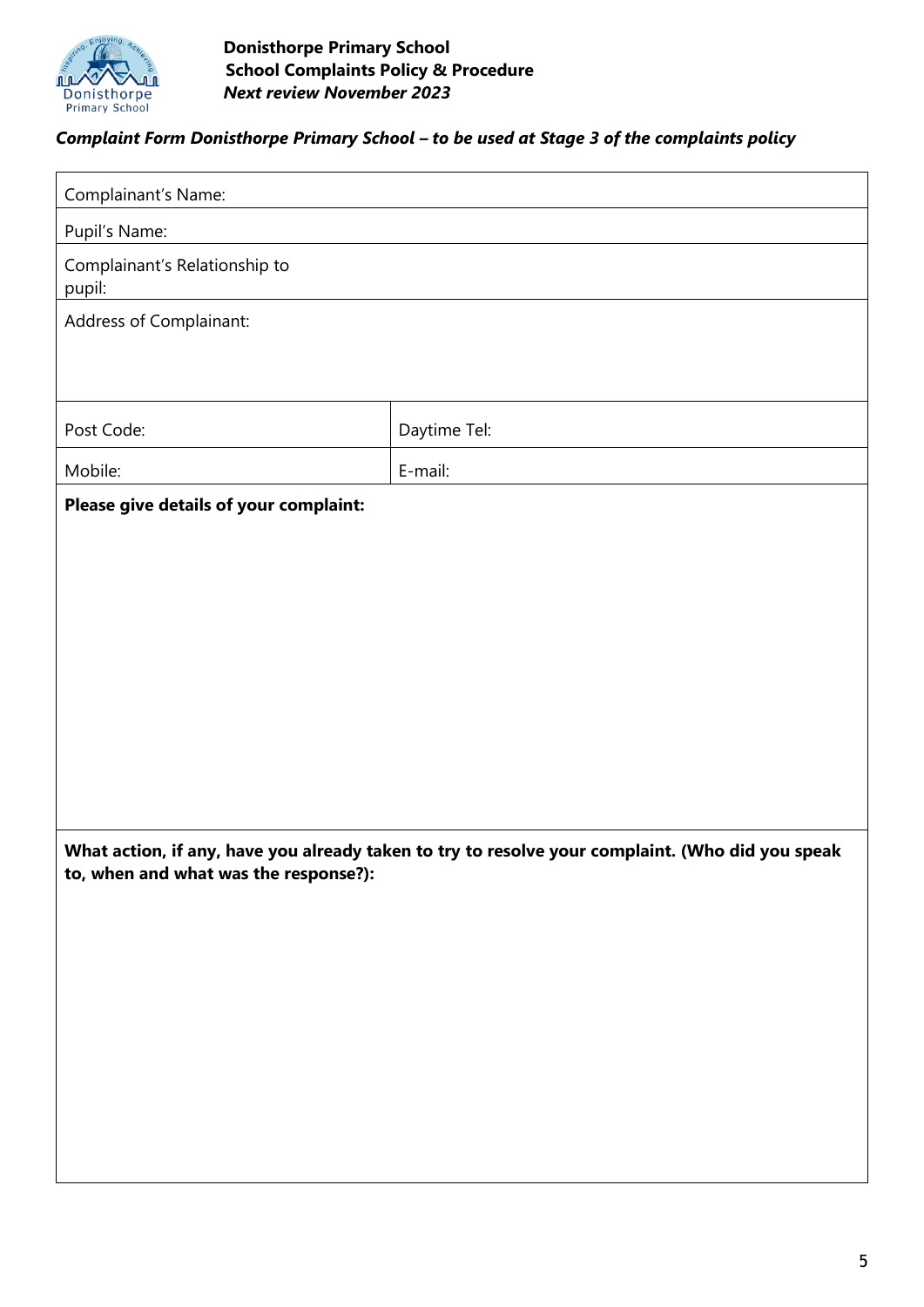*Complaint Form Donisthorpe Primary School – to be used at Stage 3 of the complaints policy*

| Complainant's Name: | |
|---|---|
| Pupil's Name: | |
| Complainant's Relationship to pupil: | |
| Address of Complainant: | |
| Post Code: | Daytime Tel: |
| Mobile: | E-mail: |

**Please give details of your complaint:**

**What action, if any, have you already taken to try to resolve your complaint. (Who did you speak to, when and what was the response?):**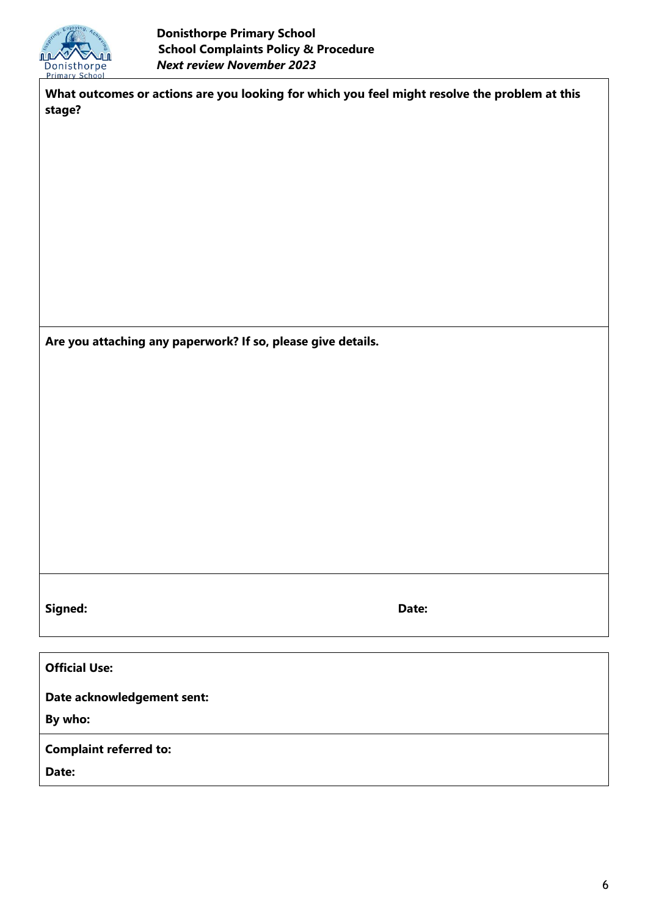**What outcomes or actions are you looking for which you feel might resolve the problem at this stage?**

**Are you attaching any paperwork? If so, please give details.**

**Signed:** **Date:**

**Official Use:**

**Date acknowledgement sent:**

**By who:**

**Complaint referred to:**

**Date:**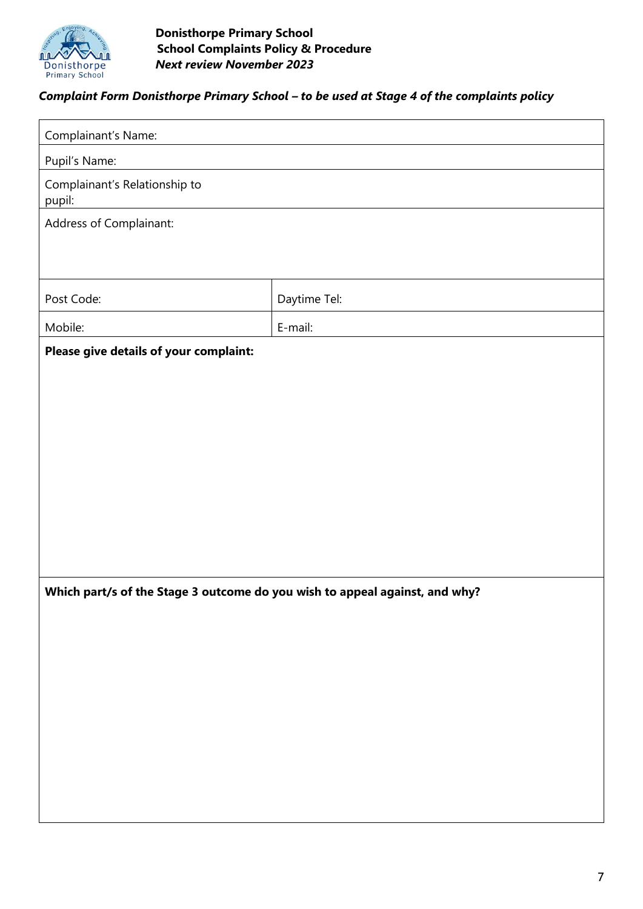**Donisthorpe Primary School**
**School Complaints Policy & Procedure**
***Next review November 2023***

***Complaint Form Donisthorpe Primary School – to be used at Stage 4 of the complaints policy***

| Complaint details | |
|---|---|
| Complainant's Name: | |
| Pupil's Name: | |
| Complainant's Relationship to pupil: | |
| Address of Complainant: | |
| Post Code: | Daytime Tel: |
| Mobile: | E-mail: |
| **Please give details of your complaint:** | |
| **Which part/s of the Stage 3 outcome do you wish to appeal against, and why?** | |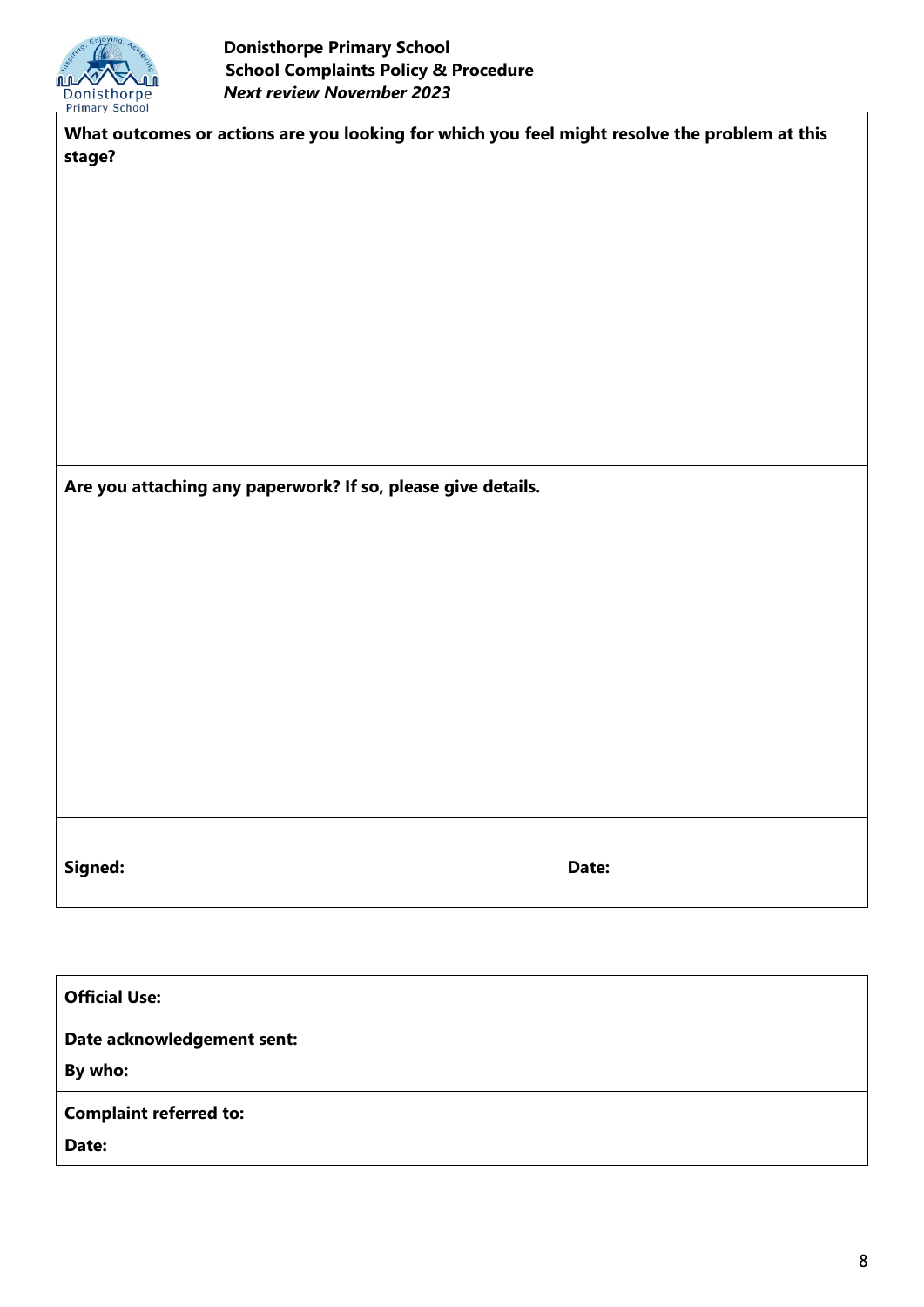**What outcomes or actions are you looking for which you feel might resolve the problem at this stage?**

**Are you attaching any paperwork? If so, please give details.**

**Signed:** **Date:**

**Official Use:**

**Date acknowledgement sent:**

**By who:**

**Complaint referred to:**

**Date:**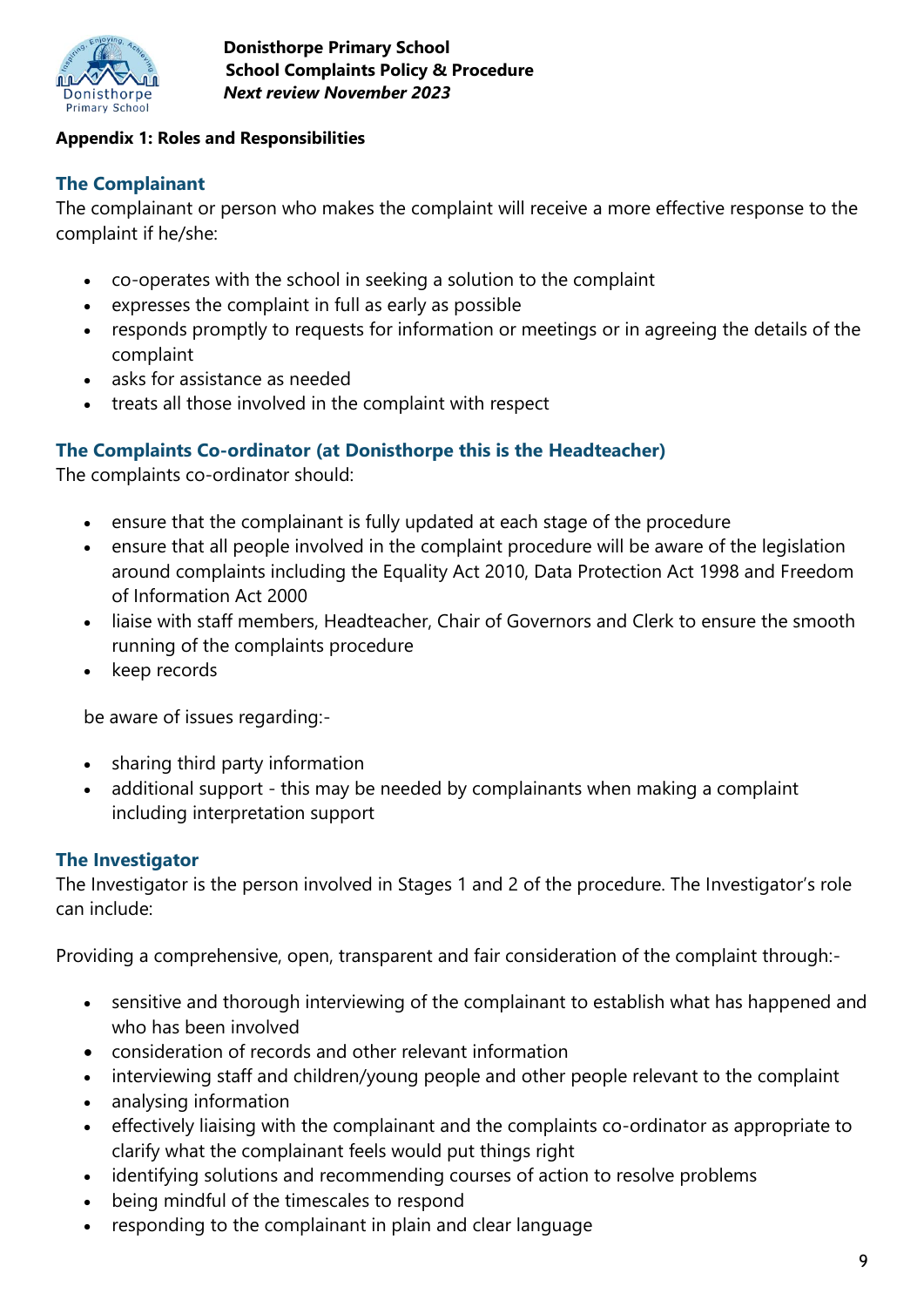**Appendix 1: Roles and Responsibilities**

### The Complainant

The complainant or person who makes the complaint will receive a more effective response to the complaint if he/she:

- co-operates with the school in seeking a solution to the complaint
- expresses the complaint in full as early as possible
- responds promptly to requests for information or meetings or in agreeing the details of the complaint
- asks for assistance as needed
- treats all those involved in the complaint with respect

### The Complaints Co-ordinator (at Donisthorpe this is the Headteacher)

The complaints co-ordinator should:

- ensure that the complainant is fully updated at each stage of the procedure
- ensure that all people involved in the complaint procedure will be aware of the legislation around complaints including the Equality Act 2010, Data Protection Act 1998 and Freedom of Information Act 2000
- liaise with staff members, Headteacher, Chair of Governors and Clerk to ensure the smooth running of the complaints procedure
- keep records

be aware of issues regarding:-

- sharing third party information
- additional support - this may be needed by complainants when making a complaint including interpretation support

### The Investigator

The Investigator is the person involved in Stages 1 and 2 of the procedure. The Investigator's role can include:

Providing a comprehensive, open, transparent and fair consideration of the complaint through:-

- sensitive and thorough interviewing of the complainant to establish what has happened and who has been involved
- consideration of records and other relevant information
- interviewing staff and children/young people and other people relevant to the complaint
- analysing information
- effectively liaising with the complainant and the complaints co-ordinator as appropriate to clarify what the complainant feels would put things right
- identifying solutions and recommending courses of action to resolve problems
- being mindful of the timescales to respond
- responding to the complainant in plain and clear language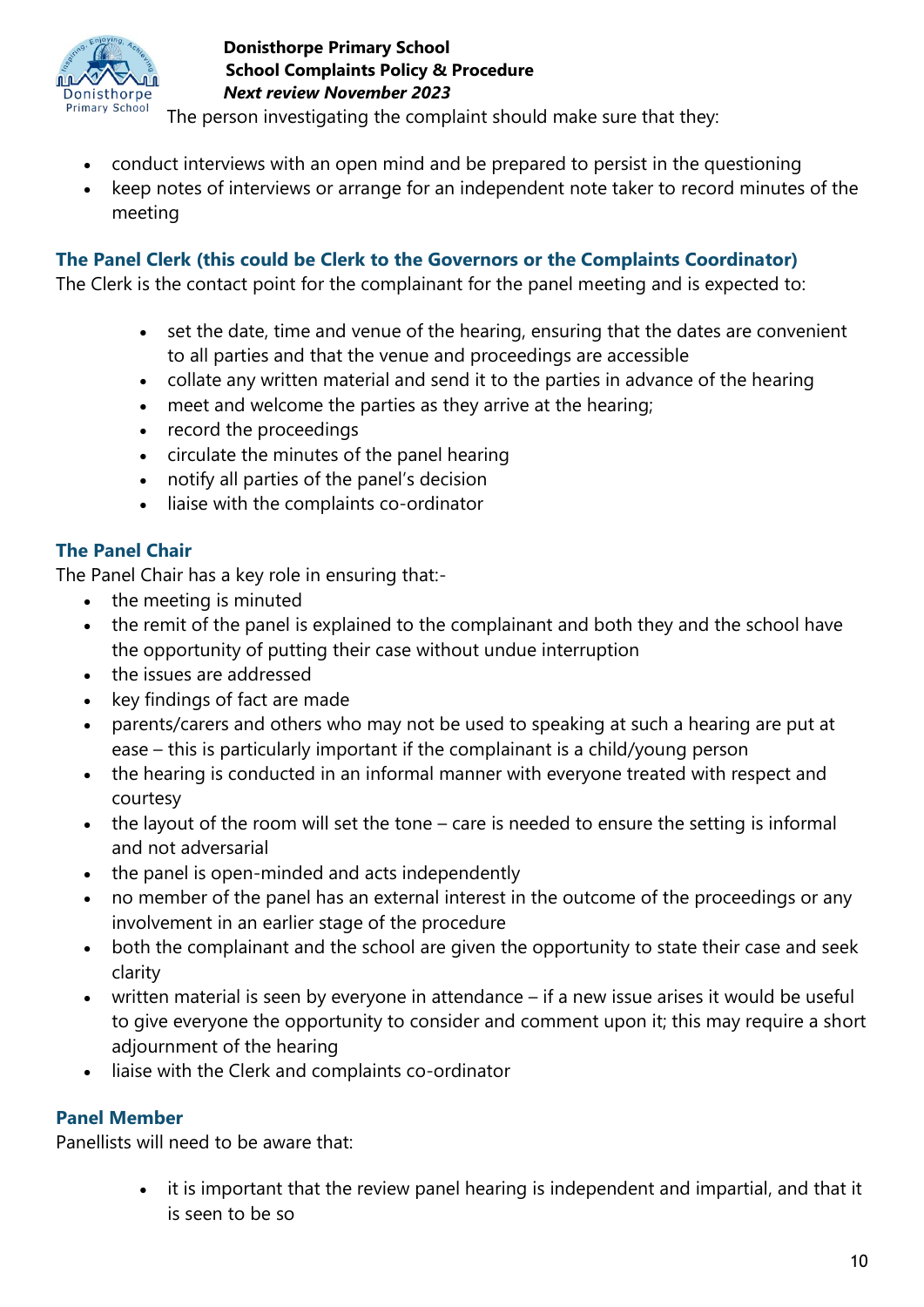The person investigating the complaint should make sure that they:

- conduct interviews with an open mind and be prepared to persist in the questioning
- keep notes of interviews or arrange for an independent note taker to record minutes of the meeting

### The Panel Clerk (this could be Clerk to the Governors or the Complaints Coordinator)

The Clerk is the contact point for the complainant for the panel meeting and is expected to:

- set the date, time and venue of the hearing, ensuring that the dates are convenient to all parties and that the venue and proceedings are accessible
- collate any written material and send it to the parties in advance of the hearing
- meet and welcome the parties as they arrive at the hearing;
- record the proceedings
- circulate the minutes of the panel hearing
- notify all parties of the panel's decision
- liaise with the complaints co-ordinator

### The Panel Chair

The Panel Chair has a key role in ensuring that:-

- the meeting is minuted
- the remit of the panel is explained to the complainant and both they and the school have the opportunity of putting their case without undue interruption
- the issues are addressed
- key findings of fact are made
- parents/carers and others who may not be used to speaking at such a hearing are put at ease – this is particularly important if the complainant is a child/young person
- the hearing is conducted in an informal manner with everyone treated with respect and courtesy
- the layout of the room will set the tone – care is needed to ensure the setting is informal and not adversarial
- the panel is open-minded and acts independently
- no member of the panel has an external interest in the outcome of the proceedings or any involvement in an earlier stage of the procedure
- both the complainant and the school are given the opportunity to state their case and seek clarity
- written material is seen by everyone in attendance – if a new issue arises it would be useful to give everyone the opportunity to consider and comment upon it; this may require a short adjournment of the hearing
- liaise with the Clerk and complaints co-ordinator

### Panel Member

Panellists will need to be aware that:

- it is important that the review panel hearing is independent and impartial, and that it is seen to be so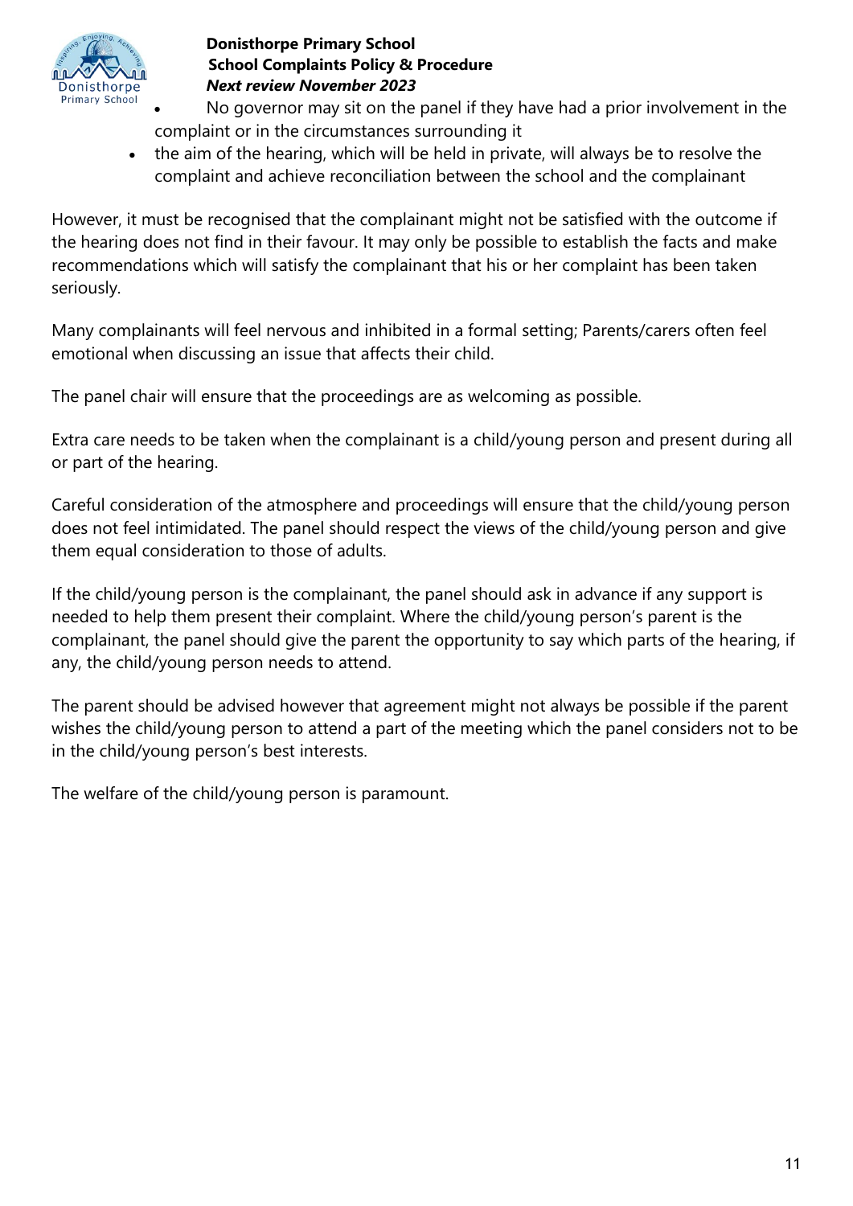- No governor may sit on the panel if they have had a prior involvement in the complaint or in the circumstances surrounding it
- the aim of the hearing, which will be held in private, will always be to resolve the complaint and achieve reconciliation between the school and the complainant

However, it must be recognised that the complainant might not be satisfied with the outcome if the hearing does not find in their favour. It may only be possible to establish the facts and make recommendations which will satisfy the complainant that his or her complaint has been taken seriously.

Many complainants will feel nervous and inhibited in a formal setting; Parents/carers often feel emotional when discussing an issue that affects their child.

The panel chair will ensure that the proceedings are as welcoming as possible.

Extra care needs to be taken when the complainant is a child/young person and present during all or part of the hearing.

Careful consideration of the atmosphere and proceedings will ensure that the child/young person does not feel intimidated. The panel should respect the views of the child/young person and give them equal consideration to those of adults.

If the child/young person is the complainant, the panel should ask in advance if any support is needed to help them present their complaint. Where the child/young person's parent is the complainant, the panel should give the parent the opportunity to say which parts of the hearing, if any, the child/young person needs to attend.

The parent should be advised however that agreement might not always be possible if the parent wishes the child/young person to attend a part of the meeting which the panel considers not to be in the child/young person's best interests.

The welfare of the child/young person is paramount.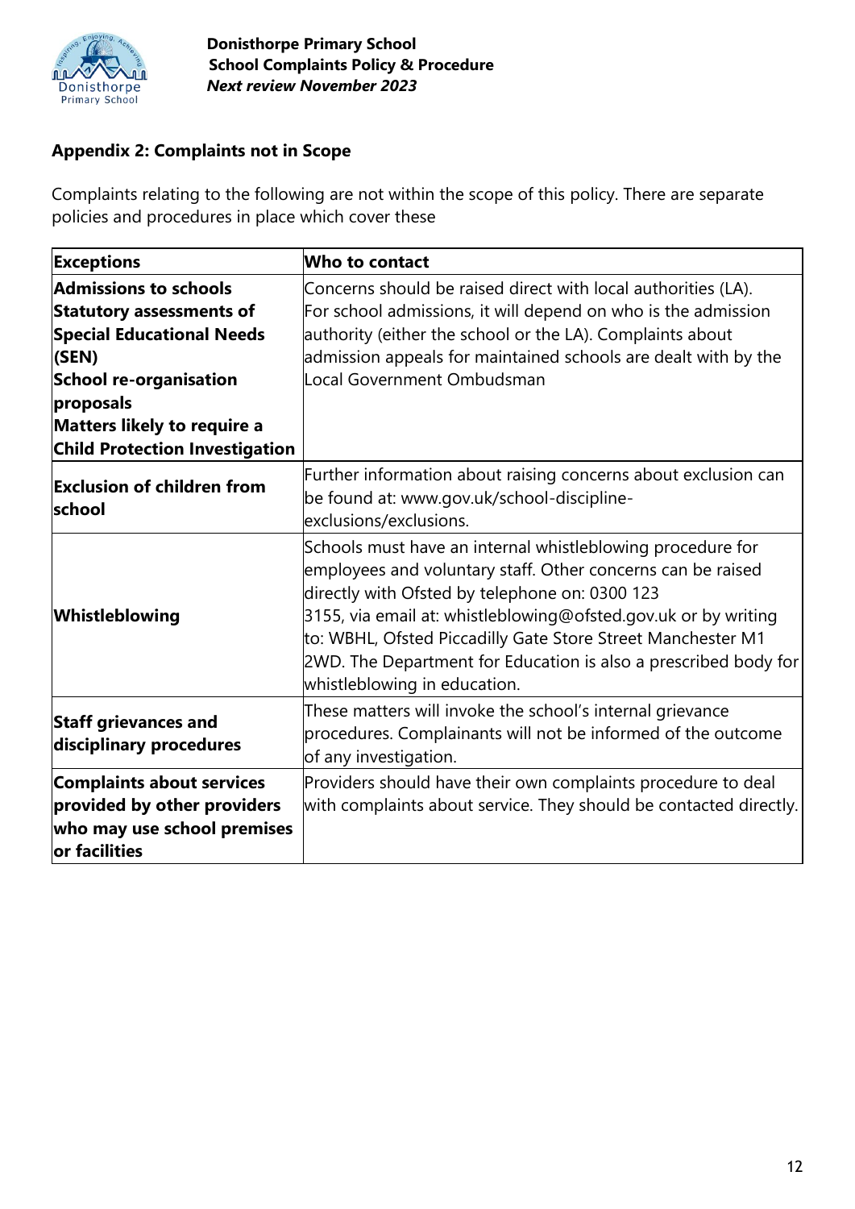## Appendix 2: Complaints not in Scope

Complaints relating to the following are not within the scope of this policy. There are separate policies and procedures in place which cover these

| Exceptions | Who to contact |
|---|---|
| **Admissions to schools**<br>**Statutory assessments of Special Educational Needs (SEN)**<br>**School re-organisation proposals**<br>**Matters likely to require a Child Protection Investigation** | Concerns should be raised direct with local authorities (LA). For school admissions, it will depend on who is the admission authority (either the school or the LA). Complaints about admission appeals for maintained schools are dealt with by the Local Government Ombudsman |
| **Exclusion of children from school** | Further information about raising concerns about exclusion can be found at: www.gov.uk/school-discipline-exclusions/exclusions. |
| **Whistleblowing** | Schools must have an internal whistleblowing procedure for employees and voluntary staff. Other concerns can be raised directly with Ofsted by telephone on: 0300 123 3155, via email at: whistleblowing@ofsted.gov.uk or by writing to: WBHL, Ofsted Piccadilly Gate Store Street Manchester M1 2WD. The Department for Education is also a prescribed body for whistleblowing in education. |
| **Staff grievances and disciplinary procedures** | These matters will invoke the school's internal grievance procedures. Complainants will not be informed of the outcome of any investigation. |
| **Complaints about services provided by other providers who may use school premises or facilities** | Providers should have their own complaints procedure to deal with complaints about service. They should be contacted directly. |